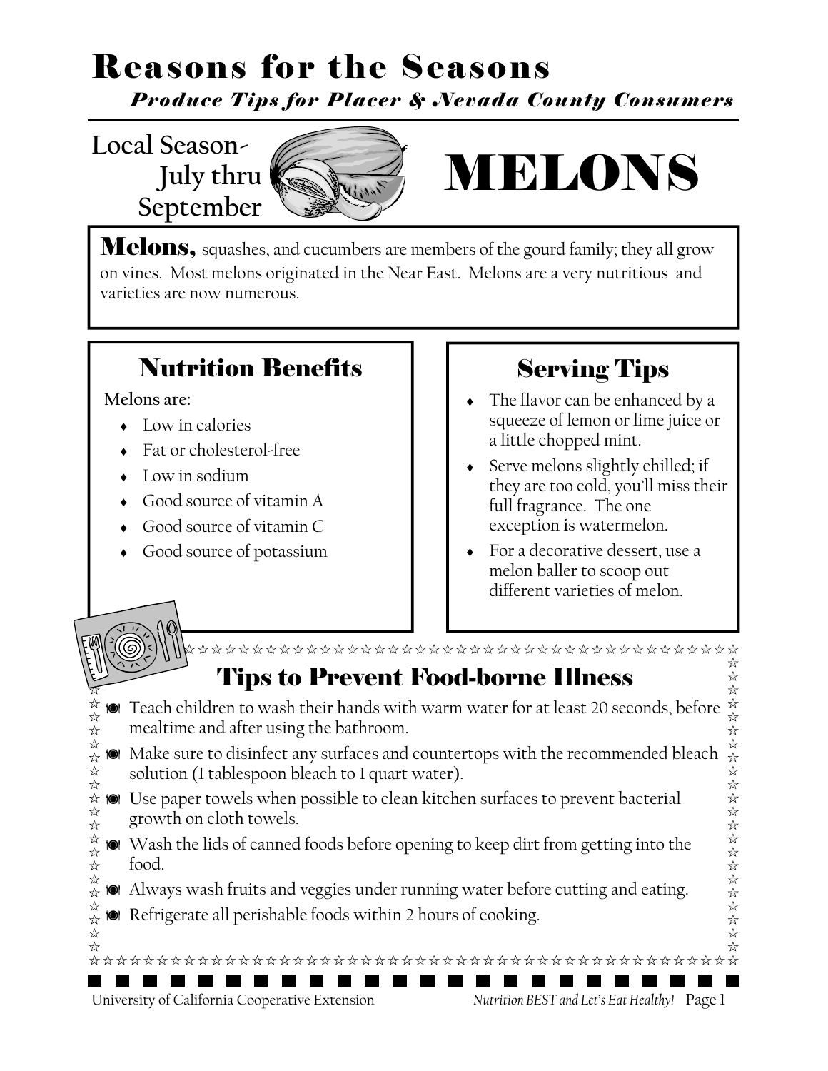# Reasons for the Seasons

***Produce Tips for Placer & Nevada County Consumers***

Local Season- July thru September

# MELONS

**Melons,** squashes, and cucumbers are members of the gourd family; they all grow on vines. Most melons originated in the Near East. Melons are a very nutritious and varieties are now numerous.

## Nutrition Benefits

**Melons are:**

- Low in calories
- Fat or cholesterol-free
- Low in sodium
- Good source of vitamin A
- Good source of vitamin C
- Good source of potassium

## Serving Tips

- The flavor can be enhanced by a squeeze of lemon or lime juice or a little chopped mint.
- Serve melons slightly chilled; if they are too cold, you'll miss their full fragrance. The one exception is watermelon.
- For a decorative dessert, use a melon baller to scoop out different varieties of melon.

## Tips to Prevent Food-borne Illness

- Teach children to wash their hands with warm water for at least 20 seconds, before mealtime and after using the bathroom.
- Make sure to disinfect any surfaces and countertops with the recommended bleach solution (1 tablespoon bleach to 1 quart water).
- Use paper towels when possible to clean kitchen surfaces to prevent bacterial growth on cloth towels.
- Wash the lids of canned foods before opening to keep dirt from getting into the food.
- Always wash fruits and veggies under running water before cutting and eating.
- Refrigerate all perishable foods within 2 hours of cooking.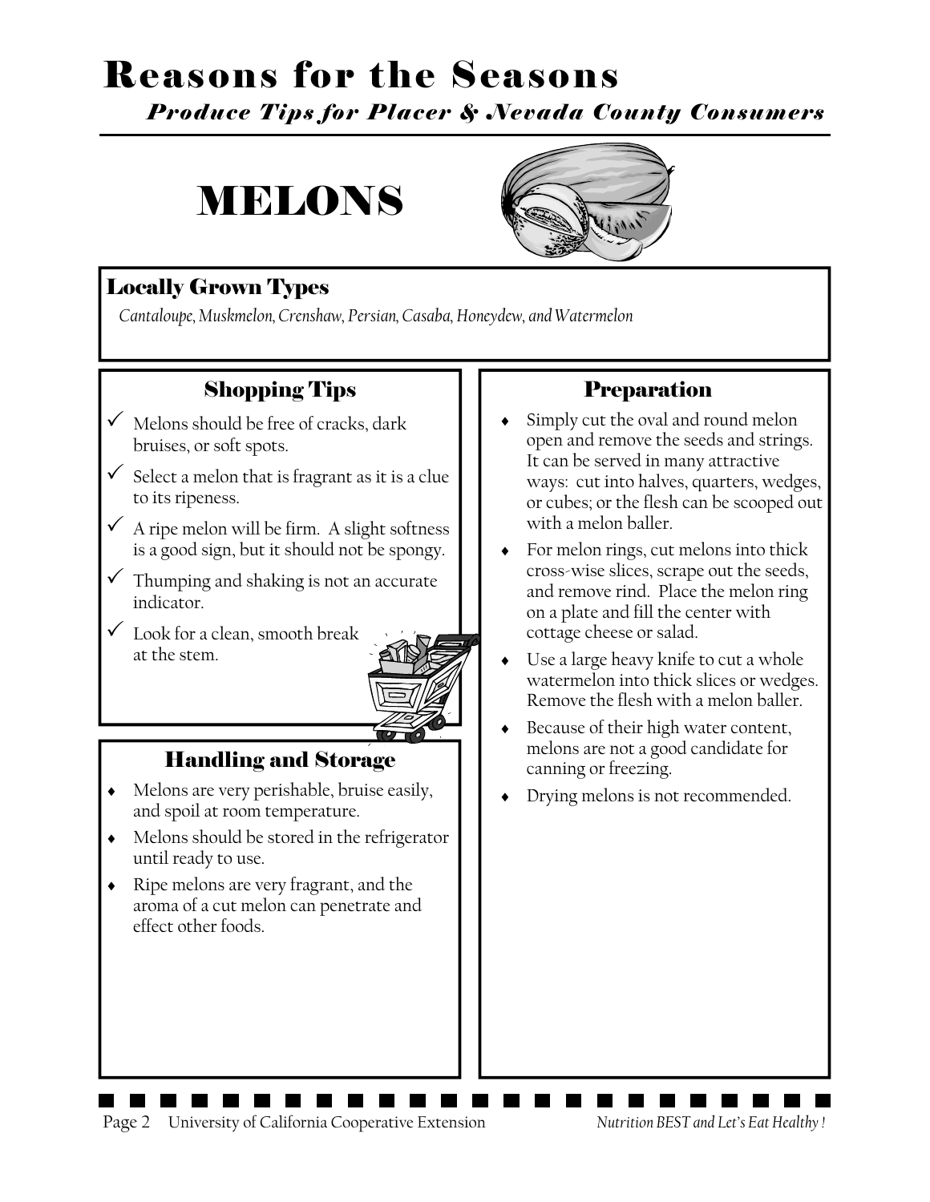# Reasons for the Seasons

***Produce Tips for Placer & Nevada County Consumers***

## MELONS

### Locally Grown Types

*Cantaloupe, Muskmelon, Crenshaw, Persian, Casaba, Honeydew, and Watermelon*

### Shopping Tips

- ✓ Melons should be free of cracks, dark bruises, or soft spots.
- ✓ Select a melon that is fragrant as it is a clue to its ripeness.
- ✓ A ripe melon will be firm. A slight softness is a good sign, but it should not be spongy.
- ✓ Thumping and shaking is not an accurate indicator.
- ✓ Look for a clean, smooth break at the stem.

### Handling and Storage

- Melons are very perishable, bruise easily, and spoil at room temperature.
- Melons should be stored in the refrigerator until ready to use.
- Ripe melons are very fragrant, and the aroma of a cut melon can penetrate and effect other foods.

### Preparation

- Simply cut the oval and round melon open and remove the seeds and strings. It can be served in many attractive ways: cut into halves, quarters, wedges, or cubes; or the flesh can be scooped out with a melon baller.
- For melon rings, cut melons into thick cross-wise slices, scrape out the seeds, and remove rind. Place the melon ring on a plate and fill the center with cottage cheese or salad.
- Use a large heavy knife to cut a whole watermelon into thick slices or wedges. Remove the flesh with a melon baller.
- Because of their high water content, melons are not a good candidate for canning or freezing.
- Drying melons is not recommended.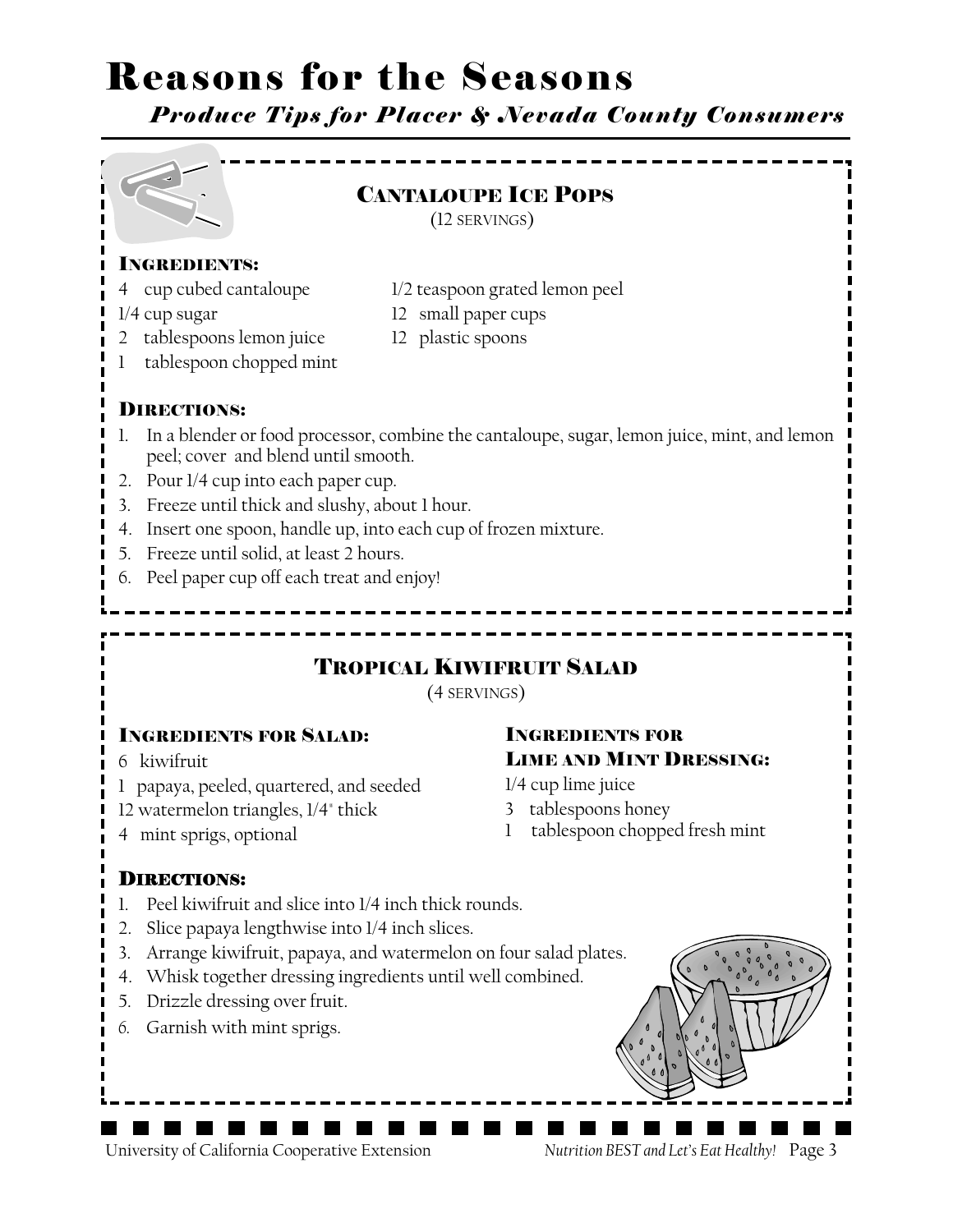# Reasons for the Seasons

***Produce Tips for Placer & Nevada County Consumers***

## Cantaloupe Ice Pops

(12 servings)

### Ingredients:

- 4 cup cubed cantaloupe
- 1/4 cup sugar
- 2 tablespoons lemon juice
- 1 tablespoon chopped mint
- 1/2 teaspoon grated lemon peel
- 12 small paper cups
- 12 plastic spoons

### Directions:

1. In a blender or food processor, combine the cantaloupe, sugar, lemon juice, mint, and lemon peel; cover and blend until smooth.
2. Pour 1/4 cup into each paper cup.
3. Freeze until thick and slushy, about 1 hour.
4. Insert one spoon, handle up, into each cup of frozen mixture.
5. Freeze until solid, at least 2 hours.
6. Peel paper cup off each treat and enjoy!

## Tropical Kiwifruit Salad

(4 servings)

### Ingredients for Salad:

- 6 kiwifruit
- 1 papaya, peeled, quartered, and seeded
- 12 watermelon triangles, 1/4" thick
- 4 mint sprigs, optional

### Ingredients for Lime and Mint Dressing:

- 1/4 cup lime juice
- 3 tablespoons honey
- 1 tablespoon chopped fresh mint

### Directions:

1. Peel kiwifruit and slice into 1/4 inch thick rounds.
2. Slice papaya lengthwise into 1/4 inch slices.
3. Arrange kiwifruit, papaya, and watermelon on four salad plates.
4. Whisk together dressing ingredients until well combined.
5. Drizzle dressing over fruit.
6. Garnish with mint sprigs.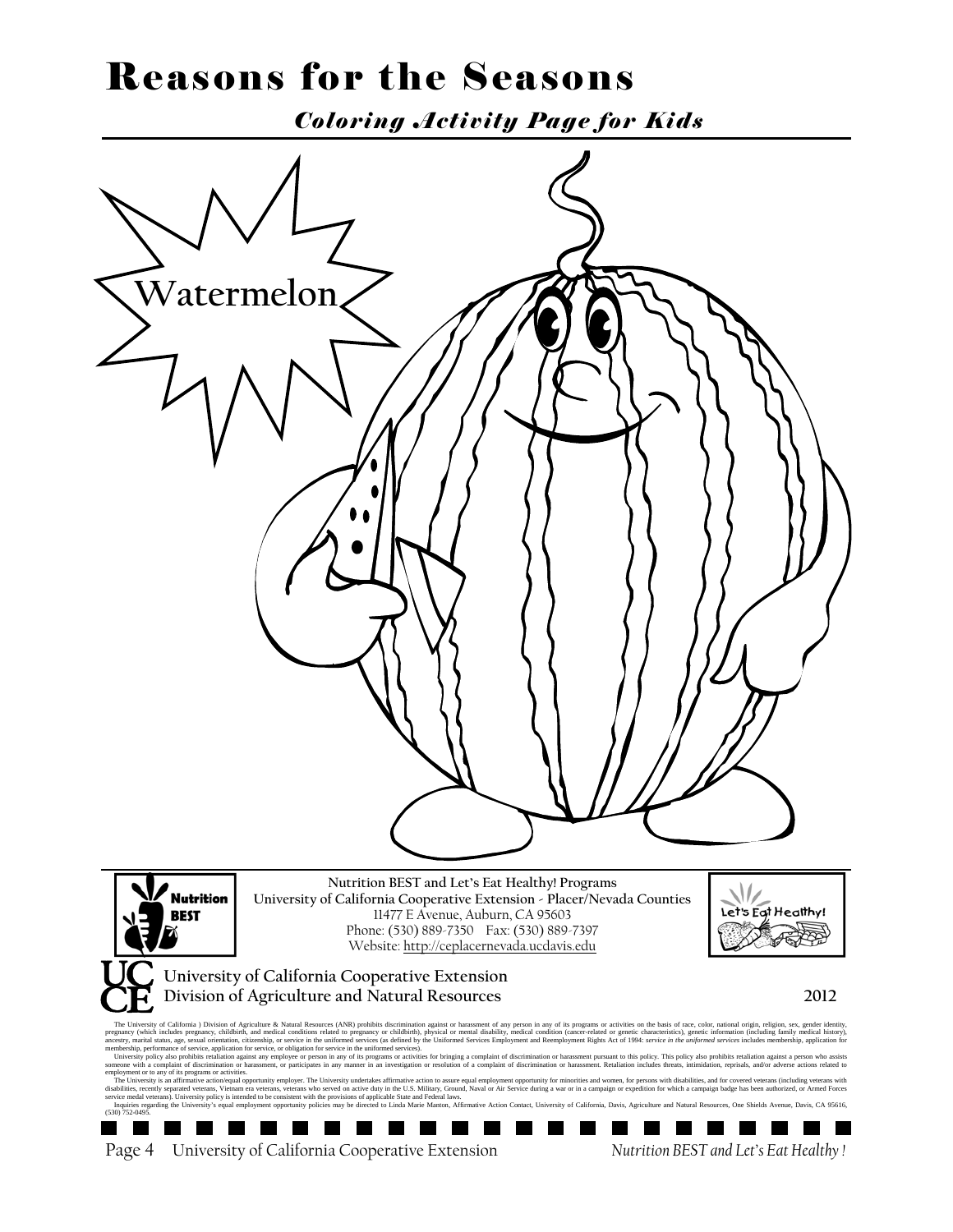# Reasons for the Seasons

*Coloring Activity Page for Kids*

Watermelon

**Nutrition BEST and Let's Eat Healthy! Programs**
**University of California Cooperative Extension - Placer/Nevada Counties**
11477 E Avenue, Auburn, CA 95603
Phone: (530) 889-7350 Fax: (530) 889-7397
Website: http://ceplacernevada.ucdavis.edu

**University of California Cooperative Extension**
**Division of Agriculture and Natural Resources**

**2012**

The University of California ) Division of Agriculture & Natural Resources (ANR) prohibits discrimination against or harassment of any person in any of its programs or activities on the basis of race, color, national origin, religion, sex, gender identity, pregnancy (which includes pregnancy, childbirth, and medical conditions related to pregnancy or childbirth), physical or mental disability, medical condition (cancer-related or genetic characteristics), genetic information (including family medical history), ancestry, marital status, age, sexual orientation, citizenship, or service in the uniformed services (as defined by the Uniformed Services Employment and Reemployment Rights Act of 1994: *service in the uniformed services* includes membership, application for membership, performance of service, application for service, or obligation for service in the uniformed services).

University policy also prohibits retaliation against any employee or person in any of its programs or activities for bringing a complaint of discrimination or harassment pursuant to this policy. This policy also prohibits retaliation against a person who assists someone with a complaint of discrimination or harassment, or participates in any manner in an investigation or resolution of a complaint of discrimination or harassment. Retaliation includes threats, intimidation, reprisals, and/or adverse actions related to employment or to any of its programs or activities.

The University is an affirmative action/equal opportunity employer. The University undertakes affirmative action to assure equal employment opportunity for minorities and women, for persons with disabilities, and for covered veterans (including veterans with disabilities, recently separated veterans, Vietnam era veterans, veterans who served on active duty in the U.S. Military, Ground, Naval or Air Service during a war or in a campaign or expedition for which a campaign badge has been authorized, or Armed Forces service medal veterans). University policy is intended to be consistent with the provisions of applicable State and Federal laws.

Inquiries regarding the University's equal employment opportunity policies may be directed to Linda Marie Manton, Affirmative Action Contact, University of California, Davis, Agriculture and Natural Resources, One Shields Avenue, Davis, CA 95616, (530) 752-0495.